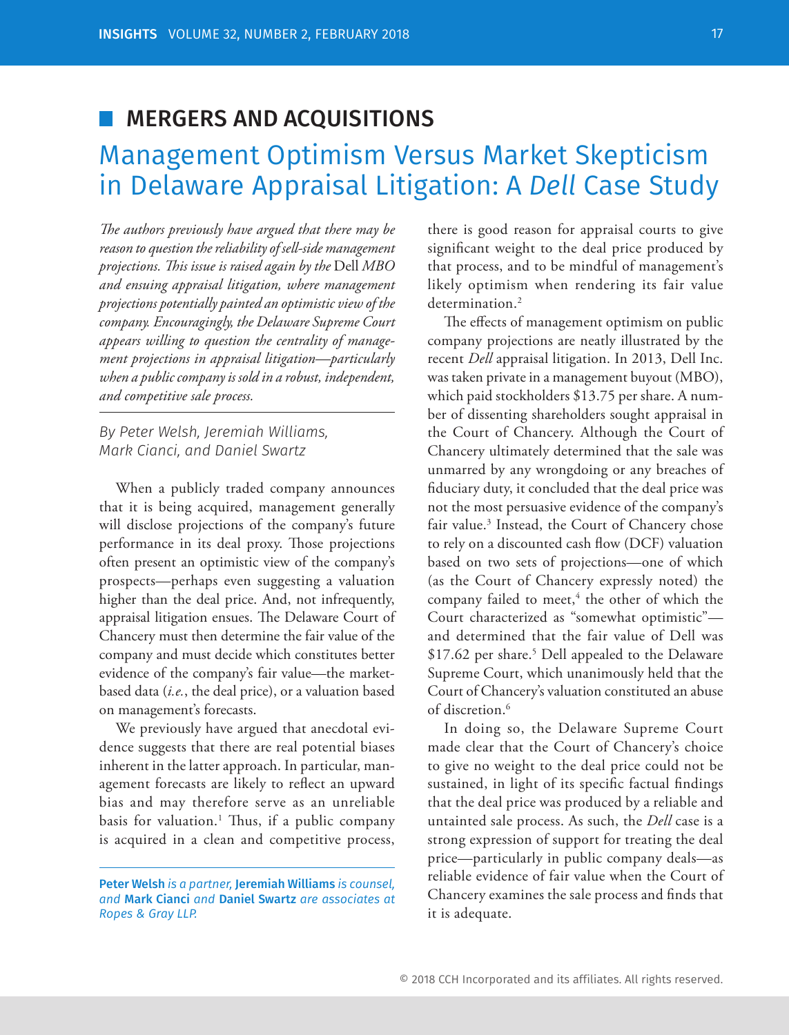## MERGERS AND ACQUISITIONS

# Management Optimism Versus Market Skepticism in Delaware Appraisal Litigation: A *Dell* Case Study

*The authors previously have argued that there may be reason to question the reliability of sell-side management projections. This issue is raised again by the* Dell *MBO and ensuing appraisal litigation, where management projections potentially painted an optimistic view of the company. Encouragingly, the Delaware Supreme Court appears willing to question the centrality of management projections in appraisal litigation—particularly when a public company is sold in a robust, independent, and competitive sale process.*

*By Peter Welsh, Jeremiah Williams, Mark Cianci, and Daniel Swartz*

When a publicly traded company announces that it is being acquired, management generally will disclose projections of the company's future performance in its deal proxy. Those projections often present an optimistic view of the company's prospects—perhaps even suggesting a valuation higher than the deal price. And, not infrequently, appraisal litigation ensues. The Delaware Court of Chancery must then determine the fair value of the company and must decide which constitutes better evidence of the company's fair value—the market-based data (*i.e.*, the deal price), or a valuation based on management's forecasts.

We previously have argued that anecdotal evidence suggests that there are real potential biases inherent in the latter approach. In particular, management forecasts are likely to reflect an upward bias and may therefore serve as an unreliable basis for valuation.[1] Thus, if a public company is acquired in a clean and competitive process, there is good reason for appraisal courts to give significant weight to the deal price produced by that process, and to be mindful of management's likely optimism when rendering its fair value determination.[2]

The effects of management optimism on public company projections are neatly illustrated by the recent *Dell* appraisal litigation. In 2013, Dell Inc. was taken private in a management buyout (MBO), which paid stockholders $13.75 per share. A number of dissenting shareholders sought appraisal in the Court of Chancery. Although the Court of Chancery ultimately determined that the sale was unmarred by any wrongdoing or any breaches of fiduciary duty, it concluded that the deal price was not the most persuasive evidence of the company's fair value.[3] Instead, the Court of Chancery chose to rely on a discounted cash flow (DCF) valuation based on two sets of projections—one of which (as the Court of Chancery expressly noted) the company failed to meet,[4] the other of which the Court characterized as "somewhat optimistic"—and determined that the fair value of Dell was $17.62 per share.[5] Dell appealed to the Delaware Supreme Court, which unanimously held that the Court of Chancery's valuation constituted an abuse of discretion.[6]

In doing so, the Delaware Supreme Court made clear that the Court of Chancery's choice to give no weight to the deal price could not be sustained, in light of its specific factual findings that the deal price was produced by a reliable and untainted sale process. As such, the *Dell* case is a strong expression of support for treating the deal price—particularly in public company deals—as reliable evidence of fair value when the Court of Chancery examines the sale process and finds that it is adequate.

---

**Peter Welsh** *is a partner,* **Jeremiah Williams** *is counsel, and* **Mark Cianci** *and* **Daniel Swartz** *are associates at Ropes & Gray LLP.*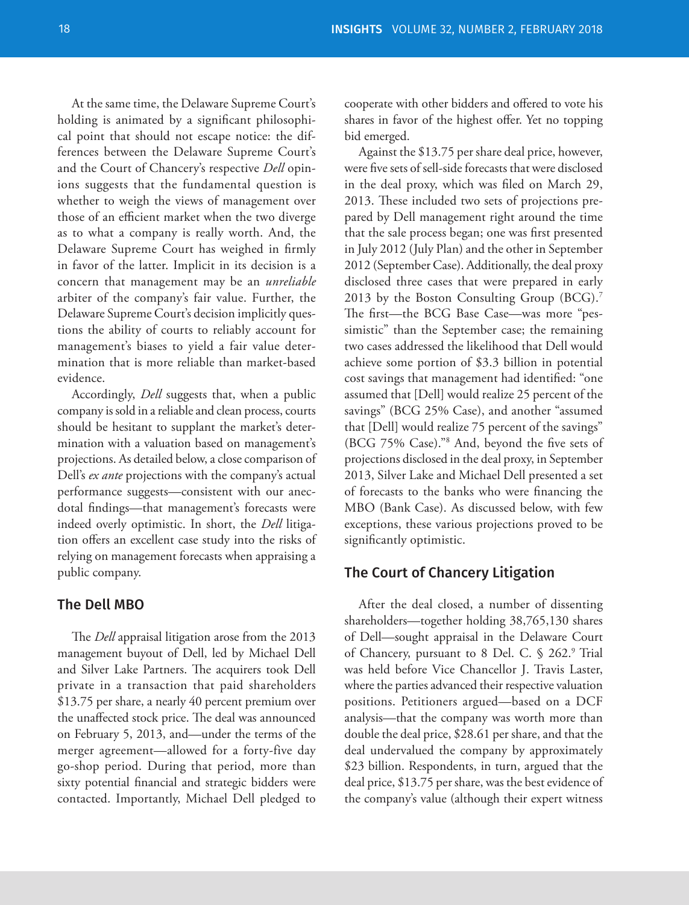At the same time, the Delaware Supreme Court's holding is animated by a significant philosophical point that should not escape notice: the differences between the Delaware Supreme Court's and the Court of Chancery's respective *Dell* opinions suggests that the fundamental question is whether to weigh the views of management over those of an efficient market when the two diverge as to what a company is really worth. And, the Delaware Supreme Court has weighed in firmly in favor of the latter. Implicit in its decision is a concern that management may be an *unreliable* arbiter of the company's fair value. Further, the Delaware Supreme Court's decision implicitly questions the ability of courts to reliably account for management's biases to yield a fair value determination that is more reliable than market-based evidence.

Accordingly, *Dell* suggests that, when a public company is sold in a reliable and clean process, courts should be hesitant to supplant the market's determination with a valuation based on management's projections. As detailed below, a close comparison of Dell's *ex ante* projections with the company's actual performance suggests—consistent with our anecdotal findings—that management's forecasts were indeed overly optimistic. In short, the *Dell* litigation offers an excellent case study into the risks of relying on management forecasts when appraising a public company.

## The Dell MBO

The *Dell* appraisal litigation arose from the 2013 management buyout of Dell, led by Michael Dell and Silver Lake Partners. The acquirers took Dell private in a transaction that paid shareholders $13.75 per share, a nearly 40 percent premium over the unaffected stock price. The deal was announced on February 5, 2013, and—under the terms of the merger agreement—allowed for a forty-five day go-shop period. During that period, more than sixty potential financial and strategic bidders were contacted. Importantly, Michael Dell pledged to cooperate with other bidders and offered to vote his shares in favor of the highest offer. Yet no topping bid emerged.

Against the $13.75 per share deal price, however, were five sets of sell-side forecasts that were disclosed in the deal proxy, which was filed on March 29, 2013. These included two sets of projections prepared by Dell management right around the time that the sale process began; one was first presented in July 2012 (July Plan) and the other in September 2012 (September Case). Additionally, the deal proxy disclosed three cases that were prepared in early 2013 by the Boston Consulting Group (BCG).[7] The first—the BCG Base Case—was more "pessimistic" than the September case; the remaining two cases addressed the likelihood that Dell would achieve some portion of $3.3 billion in potential cost savings that management had identified: "one assumed that [Dell] would realize 25 percent of the savings" (BCG 25% Case), and another "assumed that [Dell] would realize 75 percent of the savings" (BCG 75% Case)."[8] And, beyond the five sets of projections disclosed in the deal proxy, in September 2013, Silver Lake and Michael Dell presented a set of forecasts to the banks who were financing the MBO (Bank Case). As discussed below, with few exceptions, these various projections proved to be significantly optimistic.

## The Court of Chancery Litigation

After the deal closed, a number of dissenting shareholders—together holding 38,765,130 shares of Dell—sought appraisal in the Delaware Court of Chancery, pursuant to 8 Del. C. § 262.[9] Trial was held before Vice Chancellor J. Travis Laster, where the parties advanced their respective valuation positions. Petitioners argued—based on a DCF analysis—that the company was worth more than double the deal price, $28.61 per share, and that the deal undervalued the company by approximately $23 billion. Respondents, in turn, argued that the deal price, $13.75 per share, was the best evidence of the company's value (although their expert witness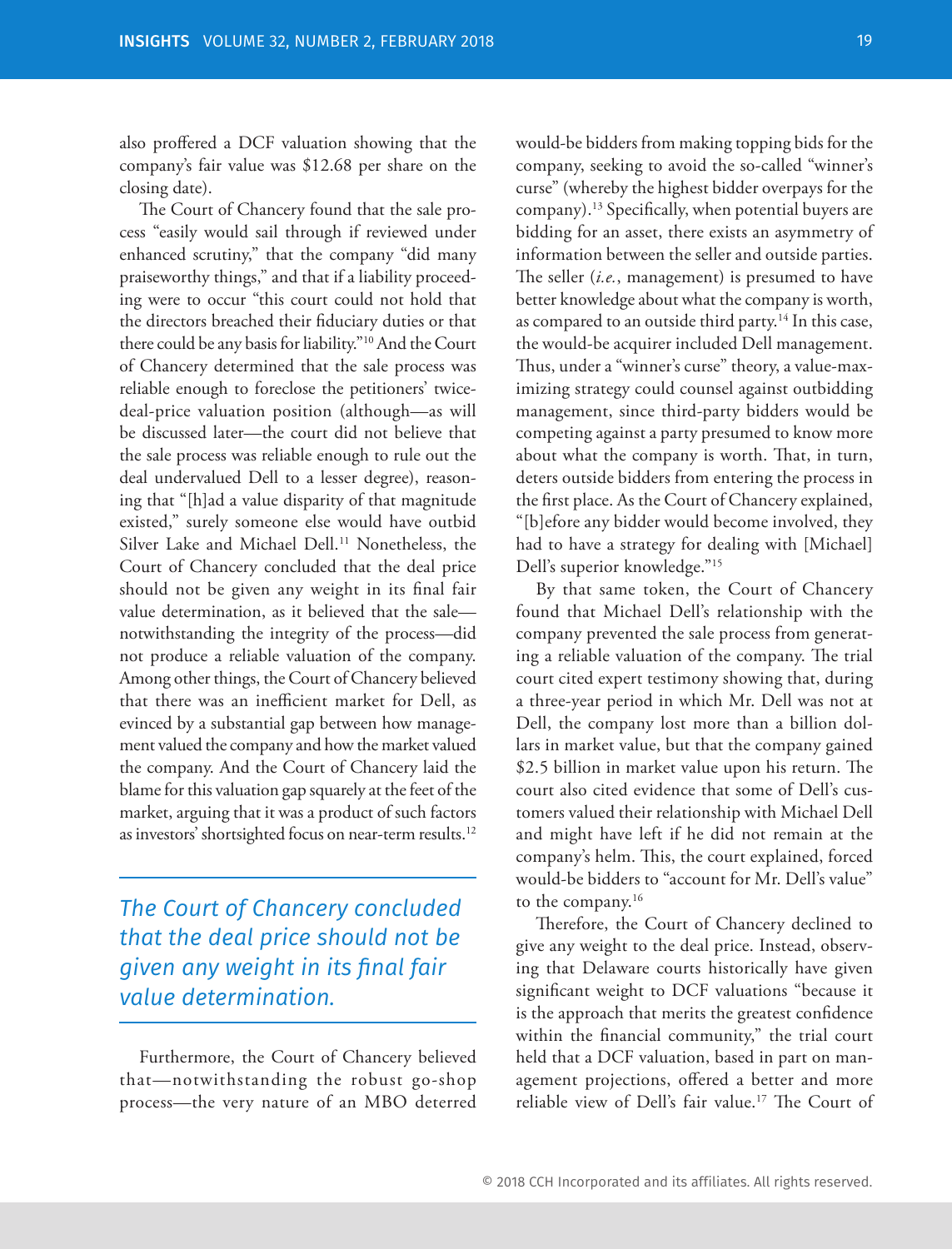also proffered a DCF valuation showing that the company's fair value was $12.68 per share on the closing date).

The Court of Chancery found that the sale process "easily would sail through if reviewed under enhanced scrutiny," that the company "did many praiseworthy things," and that if a liability proceeding were to occur "this court could not hold that the directors breached their fiduciary duties or that there could be any basis for liability."[10] And the Court of Chancery determined that the sale process was reliable enough to foreclose the petitioners' twice-deal-price valuation position (although—as will be discussed later—the court did not believe that the sale process was reliable enough to rule out the deal undervalued Dell to a lesser degree), reasoning that "[h]ad a value disparity of that magnitude existed," surely someone else would have outbid Silver Lake and Michael Dell.[11] Nonetheless, the Court of Chancery concluded that the deal price should not be given any weight in its final fair value determination, as it believed that the sale—notwithstanding the integrity of the process—did not produce a reliable valuation of the company. Among other things, the Court of Chancery believed that there was an inefficient market for Dell, as evinced by a substantial gap between how management valued the company and how the market valued the company. And the Court of Chancery laid the blame for this valuation gap squarely at the feet of the market, arguing that it was a product of such factors as investors' shortsighted focus on near-term results.[12]

> *The Court of Chancery concluded that the deal price should not be given any weight in its final fair value determination.*

Furthermore, the Court of Chancery believed that—notwithstanding the robust go-shop process—the very nature of an MBO deterred would-be bidders from making topping bids for the company, seeking to avoid the so-called "winner's curse" (whereby the highest bidder overpays for the company).[13] Specifically, when potential buyers are bidding for an asset, there exists an asymmetry of information between the seller and outside parties. The seller (*i.e.*, management) is presumed to have better knowledge about what the company is worth, as compared to an outside third party.[14] In this case, the would-be acquirer included Dell management. Thus, under a "winner's curse" theory, a value-maximizing strategy could counsel against outbidding management, since third-party bidders would be competing against a party presumed to know more about what the company is worth. That, in turn, deters outside bidders from entering the process in the first place. As the Court of Chancery explained, "[b]efore any bidder would become involved, they had to have a strategy for dealing with [Michael] Dell's superior knowledge."[15]

By that same token, the Court of Chancery found that Michael Dell's relationship with the company prevented the sale process from generating a reliable valuation of the company. The trial court cited expert testimony showing that, during a three-year period in which Mr. Dell was not at Dell, the company lost more than a billion dollars in market value, but that the company gained $2.5 billion in market value upon his return. The court also cited evidence that some of Dell's customers valued their relationship with Michael Dell and might have left if he did not remain at the company's helm. This, the court explained, forced would-be bidders to "account for Mr. Dell's value" to the company.[16]

Therefore, the Court of Chancery declined to give any weight to the deal price. Instead, observing that Delaware courts historically have given significant weight to DCF valuations "because it is the approach that merits the greatest confidence within the financial community," the trial court held that a DCF valuation, based in part on management projections, offered a better and more reliable view of Dell's fair value.[17] The Court of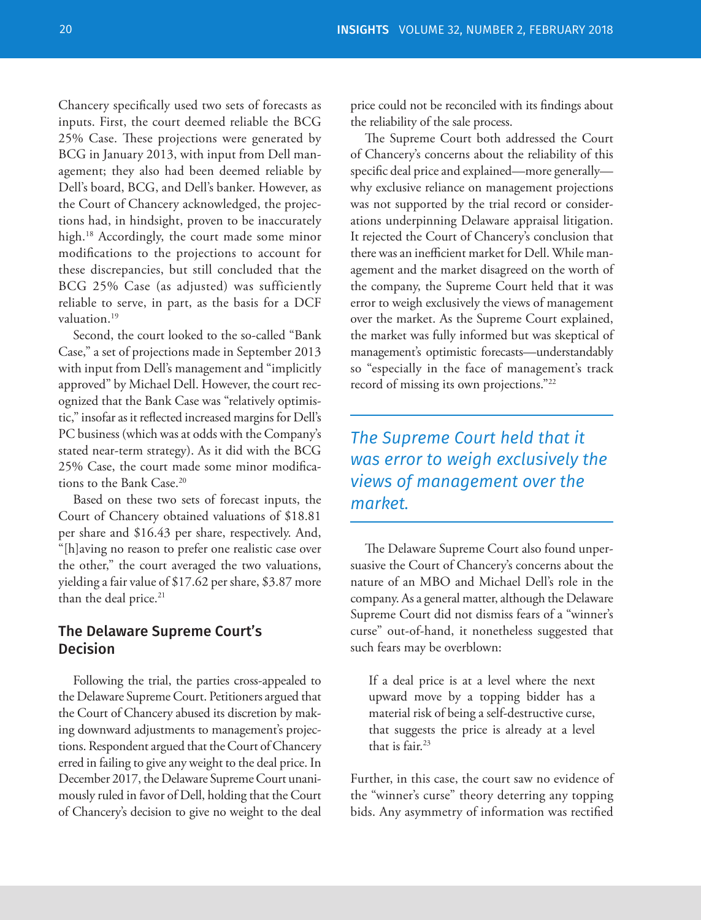Chancery specifically used two sets of forecasts as inputs. First, the court deemed reliable the BCG 25% Case. These projections were generated by BCG in January 2013, with input from Dell management; they also had been deemed reliable by Dell's board, BCG, and Dell's banker. However, as the Court of Chancery acknowledged, the projections had, in hindsight, proven to be inaccurately high.[18] Accordingly, the court made some minor modifications to the projections to account for these discrepancies, but still concluded that the BCG 25% Case (as adjusted) was sufficiently reliable to serve, in part, as the basis for a DCF valuation.[19]

Second, the court looked to the so-called "Bank Case," a set of projections made in September 2013 with input from Dell's management and "implicitly approved" by Michael Dell. However, the court recognized that the Bank Case was "relatively optimistic," insofar as it reflected increased margins for Dell's PC business (which was at odds with the Company's stated near-term strategy). As it did with the BCG 25% Case, the court made some minor modifications to the Bank Case.[20]

Based on these two sets of forecast inputs, the Court of Chancery obtained valuations of $18.81 per share and $16.43 per share, respectively. And, "[h]aving no reason to prefer one realistic case over the other," the court averaged the two valuations, yielding a fair value of $17.62 per share, $3.87 more than the deal price.[21]

## The Delaware Supreme Court's Decision

Following the trial, the parties cross-appealed to the Delaware Supreme Court. Petitioners argued that the Court of Chancery abused its discretion by making downward adjustments to management's projections. Respondent argued that the Court of Chancery erred in failing to give any weight to the deal price. In December 2017, the Delaware Supreme Court unanimously ruled in favor of Dell, holding that the Court of Chancery's decision to give no weight to the deal price could not be reconciled with its findings about the reliability of the sale process.

The Supreme Court both addressed the Court of Chancery's concerns about the reliability of this specific deal price and explained—more generally—why exclusive reliance on management projections was not supported by the trial record or considerations underpinning Delaware appraisal litigation. It rejected the Court of Chancery's conclusion that there was an inefficient market for Dell. While management and the market disagreed on the worth of the company, the Supreme Court held that it was error to weigh exclusively the views of management over the market. As the Supreme Court explained, the market was fully informed but was skeptical of management's optimistic forecasts—understandably so "especially in the face of management's track record of missing its own projections."[22]

*The Supreme Court held that it was error to weigh exclusively the views of management over the market.*

The Delaware Supreme Court also found unpersuasive the Court of Chancery's concerns about the nature of an MBO and Michael Dell's role in the company. As a general matter, although the Delaware Supreme Court did not dismiss fears of a "winner's curse" out-of-hand, it nonetheless suggested that such fears may be overblown:

> If a deal price is at a level where the next upward move by a topping bidder has a material risk of being a self-destructive curse, that suggests the price is already at a level that is fair.[23]

Further, in this case, the court saw no evidence of the "winner's curse" theory deterring any topping bids. Any asymmetry of information was rectified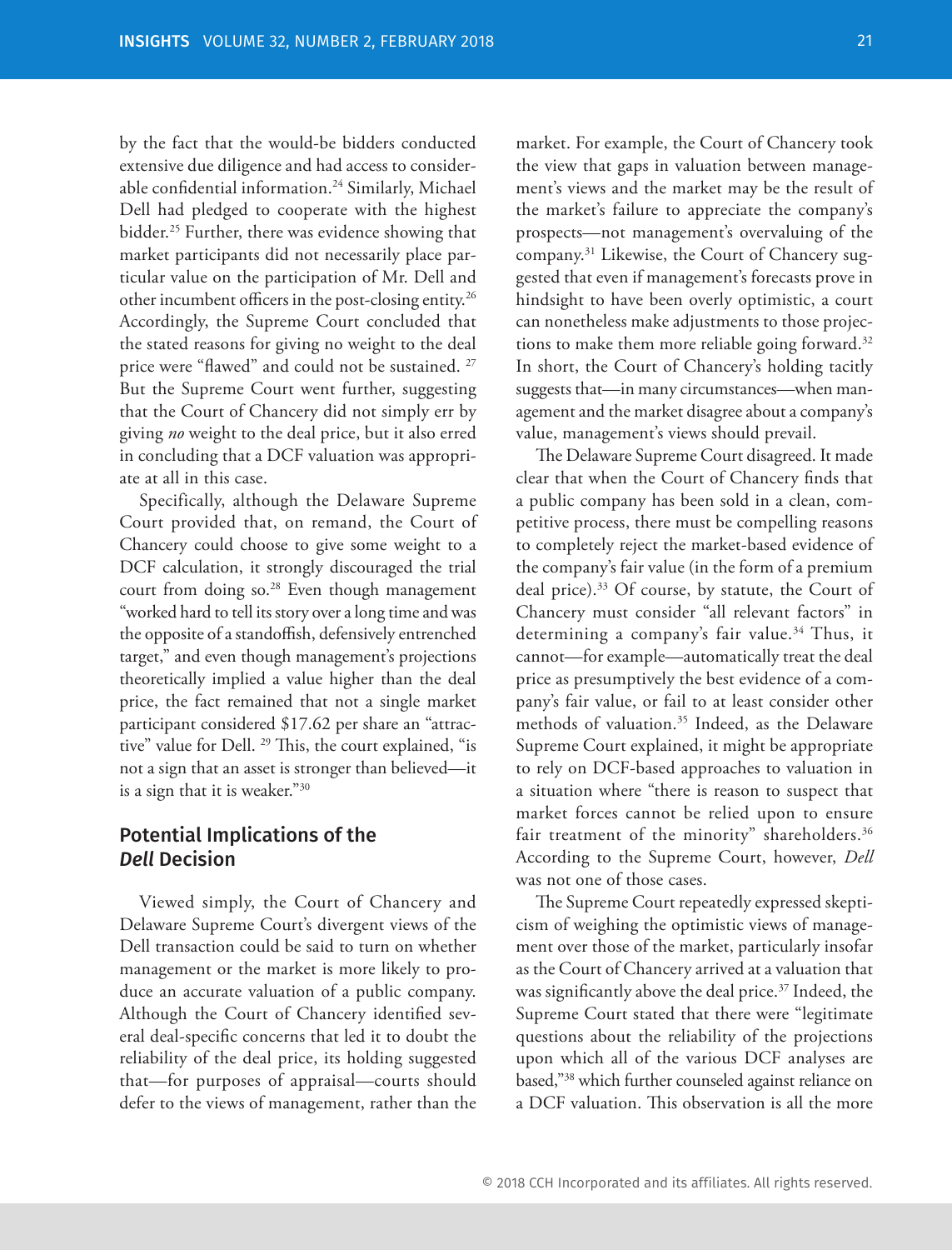by the fact that the would-be bidders conducted extensive due diligence and had access to considerable confidential information.[24] Similarly, Michael Dell had pledged to cooperate with the highest bidder.[25] Further, there was evidence showing that market participants did not necessarily place particular value on the participation of Mr. Dell and other incumbent officers in the post-closing entity.[26] Accordingly, the Supreme Court concluded that the stated reasons for giving no weight to the deal price were "flawed" and could not be sustained. [27] But the Supreme Court went further, suggesting that the Court of Chancery did not simply err by giving *no* weight to the deal price, but it also erred in concluding that a DCF valuation was appropriate at all in this case.

Specifically, although the Delaware Supreme Court provided that, on remand, the Court of Chancery could choose to give some weight to a DCF calculation, it strongly discouraged the trial court from doing so.[28] Even though management "worked hard to tell its story over a long time and was the opposite of a standoffish, defensively entrenched target," and even though management's projections theoretically implied a value higher than the deal price, the fact remained that not a single market participant considered $17.62 per share an "attractive" value for Dell. [29] This, the court explained, "is not a sign that an asset is stronger than believed—it is a sign that it is weaker."[30]

## Potential Implications of the *Dell* Decision

Viewed simply, the Court of Chancery and Delaware Supreme Court's divergent views of the Dell transaction could be said to turn on whether management or the market is more likely to produce an accurate valuation of a public company. Although the Court of Chancery identified several deal-specific concerns that led it to doubt the reliability of the deal price, its holding suggested that—for purposes of appraisal—courts should defer to the views of management, rather than the market. For example, the Court of Chancery took the view that gaps in valuation between management's views and the market may be the result of the market's failure to appreciate the company's prospects—not management's overvaluing of the company.[31] Likewise, the Court of Chancery suggested that even if management's forecasts prove in hindsight to have been overly optimistic, a court can nonetheless make adjustments to those projections to make them more reliable going forward.[32] In short, the Court of Chancery's holding tacitly suggests that—in many circumstances—when management and the market disagree about a company's value, management's views should prevail.

The Delaware Supreme Court disagreed. It made clear that when the Court of Chancery finds that a public company has been sold in a clean, competitive process, there must be compelling reasons to completely reject the market-based evidence of the company's fair value (in the form of a premium deal price).[33] Of course, by statute, the Court of Chancery must consider "all relevant factors" in determining a company's fair value.[34] Thus, it cannot—for example—automatically treat the deal price as presumptively the best evidence of a company's fair value, or fail to at least consider other methods of valuation.[35] Indeed, as the Delaware Supreme Court explained, it might be appropriate to rely on DCF-based approaches to valuation in a situation where "there is reason to suspect that market forces cannot be relied upon to ensure fair treatment of the minority" shareholders.[36] According to the Supreme Court, however, *Dell* was not one of those cases.

The Supreme Court repeatedly expressed skepticism of weighing the optimistic views of management over those of the market, particularly insofar as the Court of Chancery arrived at a valuation that was significantly above the deal price.[37] Indeed, the Supreme Court stated that there were "legitimate questions about the reliability of the projections upon which all of the various DCF analyses are based,"[38] which further counseled against reliance on a DCF valuation. This observation is all the more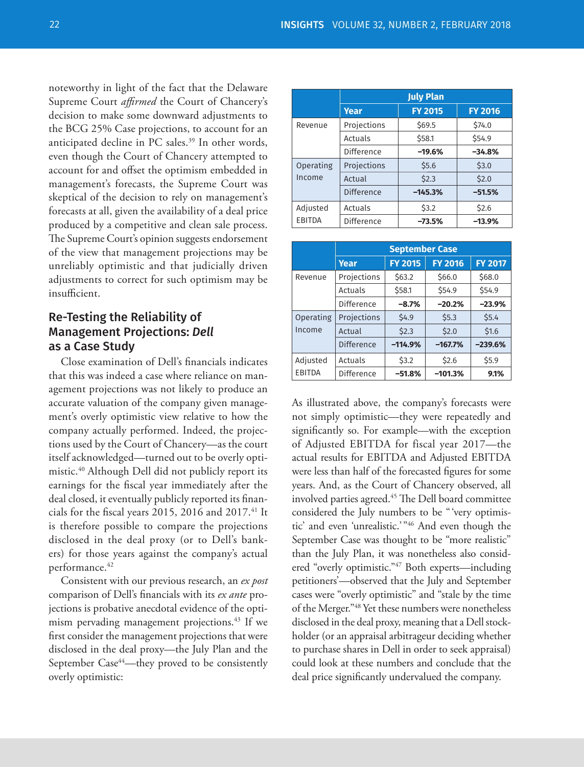noteworthy in light of the fact that the Delaware Supreme Court *affirmed* the Court of Chancery's decision to make some downward adjustments to the BCG 25% Case projections, to account for an anticipated decline in PC sales.[39] In other words, even though the Court of Chancery attempted to account for and offset the optimism embedded in management's forecasts, the Supreme Court was skeptical of the decision to rely on management's forecasts at all, given the availability of a deal price produced by a competitive and clean sale process. The Supreme Court's opinion suggests endorsement of the view that management projections may be unreliably optimistic and that judicially driven adjustments to correct for such optimism may be insufficient.

## Re-Testing the Reliability of Management Projections: *Dell* as a Case Study

Close examination of Dell's financials indicates that this was indeed a case where reliance on management projections was not likely to produce an accurate valuation of the company given management's overly optimistic view relative to how the company actually performed. Indeed, the projections used by the Court of Chancery—as the court itself acknowledged—turned out to be overly optimistic.[40] Although Dell did not publicly report its earnings for the fiscal year immediately after the deal closed, it eventually publicly reported its financials for the fiscal years 2015, 2016 and 2017.[41] It is therefore possible to compare the projections disclosed in the deal proxy (or to Dell's bankers) for those years against the company's actual performance.[42]

Consistent with our previous research, an *ex post* comparison of Dell's financials with its *ex ante* projections is probative anecdotal evidence of the optimism pervading management projections.[43] If we first consider the management projections that were disclosed in the deal proxy—the July Plan and the September Case[44]—they proved to be consistently overly optimistic:

| | July Plan | | |
|---|---|---|---|
| | **Year** | **FY 2015** | **FY 2016** |
| Revenue | Projections | $69.5 | $74.0 |
| | Actuals | $58.1 | $54.9 |
| | Difference | **–19.6%** | **–34.8%** |
| Operating Income | Projections | $5.6 | $3.0 |
| | Actual | $2.3 | $2.0 |
| | Difference | **–145.3%** | **–51.5%** |
| Adjusted EBITDA | Actuals | $3.2 | $2.6 |
| | Difference | **–73.5%** | **–13.9%** |

| | September Case | | | |
|---|---|---|---|---|
| | **Year** | **FY 2015** | **FY 2016** | **FY 2017** |
| Revenue | Projections | $63.2 | $66.0 | $68.0 |
| | Actuals | $58.1 | $54.9 | $54.9 |
| | Difference | **–8.7%** | **–20.2%** | **–23.9%** |
| Operating Income | Projections | $4.9 | $5.3 | $5.4 |
| | Actual | $2.3 | $2.0 | $1.6 |
| | Difference | **–114.9%** | **–167.7%** | **–239.6%** |
| Adjusted EBITDA | Actuals | $3.2 | $2.6 | $5.9 |
| | Difference | **–51.8%** | **–101.3%** | **9.1%** |

As illustrated above, the company's forecasts were not simply optimistic—they were repeatedly and significantly so. For example—with the exception of Adjusted EBITDA for fiscal year 2017—the actual results for EBITDA and Adjusted EBITDA were less than half of the forecasted figures for some years. And, as the Court of Chancery observed, all involved parties agreed.[45] The Dell board committee considered the July numbers to be "'very optimistic' and even 'unrealistic.'"[46] And even though the September Case was thought to be "more realistic" than the July Plan, it was nonetheless also considered "overly optimistic."[47] Both experts—including petitioners'—observed that the July and September cases were "overly optimistic" and "stale by the time of the Merger."[48] Yet these numbers were nonetheless disclosed in the deal proxy, meaning that a Dell stockholder (or an appraisal arbitrageur deciding whether to purchase shares in Dell in order to seek appraisal) could look at these numbers and conclude that the deal price significantly undervalued the company.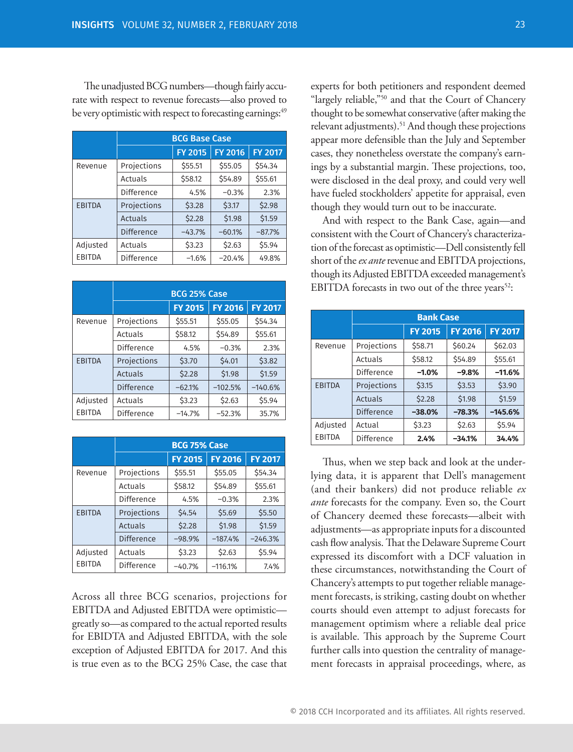The unadjusted BCG numbers—though fairly accurate with respect to revenue forecasts—also proved to be very optimistic with respect to forecasting earnings:[49]

| | | BCG Base Case | | |
|---|---|---|---|---|
| | | FY 2015 | FY 2016 | FY 2017 |
| Revenue | Projections | $55.51 | $55.05 | $54.34 |
| | Actuals | $58.12 | $54.89 | $55.61 |
| | Difference | 4.5% | −0.3% | 2.3% |
| EBITDA | Projections | $3.28 | $3.17 | $2.98 |
| | Actuals | $2.28 | $1.98 | $1.59 |
| | Difference | −43.7% | −60.1% | −87.7% |
| Adjusted EBITDA | Actuals | $3.23 | $2.63 | $5.94 |
| | Difference | −1.6% | −20.4% | 49.8% |

| | | BCG 25% Case | | |
|---|---|---|---|---|
| | | FY 2015 | FY 2016 | FY 2017 |
| Revenue | Projections | $55.51 | $55.05 | $54.34 |
| | Actuals | $58.12 | $54.89 | $55.61 |
| | Difference | 4.5% | −0.3% | 2.3% |
| EBITDA | Projections | $3.70 | $4.01 | $3.82 |
| | Actuals | $2.28 | $1.98 | $1.59 |
| | Difference | −62.1% | −102.5% | −140.6% |
| Adjusted EBITDA | Actuals | $3.23 | $2.63 | $5.94 |
| | Difference | −14.7% | −52.3% | 35.7% |

| | | BCG 75% Case | | |
|---|---|---|---|---|
| | | FY 2015 | FY 2016 | FY 2017 |
| Revenue | Projections | $55.51 | $55.05 | $54.34 |
| | Actuals | $58.12 | $54.89 | $55.61 |
| | Difference | 4.5% | −0.3% | 2.3% |
| EBITDA | Projections | $4.54 | $5.69 | $5.50 |
| | Actuals | $2.28 | $1.98 | $1.59 |
| | Difference | −98.9% | −187.4% | −246.3% |
| Adjusted EBITDA | Actuals | $3.23 | $2.63 | $5.94 |
| | Difference | −40.7% | −116.1% | 7.4% |

Across all three BCG scenarios, projections for EBITDA and Adjusted EBITDA were optimistic—greatly so—as compared to the actual reported results for EBIDTA and Adjusted EBITDA, with the sole exception of Adjusted EBITDA for 2017. And this is true even as to the BCG 25% Case, the case that experts for both petitioners and respondent deemed "largely reliable,"[50] and that the Court of Chancery thought to be somewhat conservative (after making the relevant adjustments).[51] And though these projections appear more defensible than the July and September cases, they nonetheless overstate the company's earnings by a substantial margin. These projections, too, were disclosed in the deal proxy, and could very well have fueled stockholders' appetite for appraisal, even though they would turn out to be inaccurate.

And with respect to the Bank Case, again—and consistent with the Court of Chancery's characterization of the forecast as optimistic—Dell consistently fell short of the *ex ante* revenue and EBITDA projections, though its Adjusted EBITDA exceeded management's EBITDA forecasts in two out of the three years[52]:

| | | Bank Case | | |
|---|---|---|---|---|
| | | FY 2015 | FY 2016 | FY 2017 |
| Revenue | Projections | $58.71 | $60.24 | $62.03 |
| | Actuals | $58.12 | $54.89 | $55.61 |
| | Difference | **−1.0%** | **−9.8%** | **−11.6%** |
| EBITDA | Projections | $3.15 | $3.53 | $3.90 |
| | Actuals | $2.28 | $1.98 | $1.59 |
| | Difference | **−38.0%** | **−78.3%** | **−145.6%** |
| Adjusted EBITDA | Actual | $3.23 | $2.63 | $5.94 |
| | Difference | **2.4%** | **−34.1%** | **34.4%** |

Thus, when we step back and look at the underlying data, it is apparent that Dell's management (and their bankers) did not produce reliable *ex ante* forecasts for the company. Even so, the Court of Chancery deemed these forecasts—albeit with adjustments—as appropriate inputs for a discounted cash flow analysis. That the Delaware Supreme Court expressed its discomfort with a DCF valuation in these circumstances, notwithstanding the Court of Chancery's attempts to put together reliable management forecasts, is striking, casting doubt on whether courts should even attempt to adjust forecasts for management optimism where a reliable deal price is available. This approach by the Supreme Court further calls into question the centrality of management forecasts in appraisal proceedings, where, as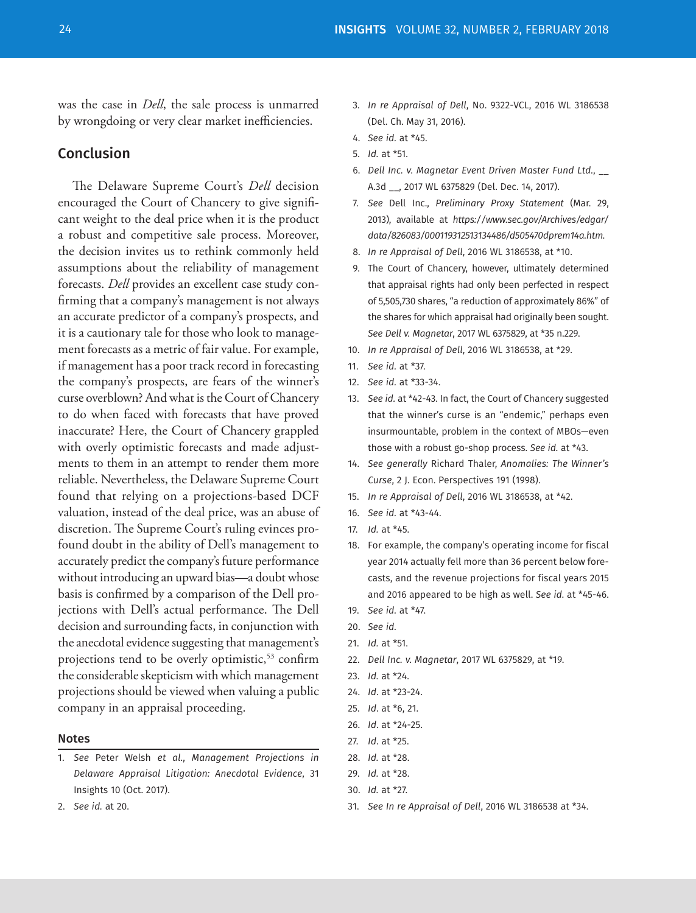was the case in *Dell*, the sale process is unmarred by wrongdoing or very clear market inefficiencies.

## Conclusion

The Delaware Supreme Court's *Dell* decision encouraged the Court of Chancery to give significant weight to the deal price when it is the product a robust and competitive sale process. Moreover, the decision invites us to rethink commonly held assumptions about the reliability of management forecasts. *Dell* provides an excellent case study confirming that a company's management is not always an accurate predictor of a company's prospects, and it is a cautionary tale for those who look to management forecasts as a metric of fair value. For example, if management has a poor track record in forecasting the company's prospects, are fears of the winner's curse overblown? And what is the Court of Chancery to do when faced with forecasts that have proved inaccurate? Here, the Court of Chancery grappled with overly optimistic forecasts and made adjustments to them in an attempt to render them more reliable. Nevertheless, the Delaware Supreme Court found that relying on a projections-based DCF valuation, instead of the deal price, was an abuse of discretion. The Supreme Court's ruling evinces profound doubt in the ability of Dell's management to accurately predict the company's future performance without introducing an upward bias—a doubt whose basis is confirmed by a comparison of the Dell projections with Dell's actual performance. The Dell decision and surrounding facts, in conjunction with the anecdotal evidence suggesting that management's projections tend to be overly optimistic,[53] confirm the considerable skepticism with which management projections should be viewed when valuing a public company in an appraisal proceeding.

### Notes

1. *See* Peter Welsh *et al.*, *Management Projections in Delaware Appraisal Litigation: Anecdotal Evidence*, 31 Insights 10 (Oct. 2017).
2. *See id.* at 20.
3. *In re Appraisal of Dell*, No. 9322-VCL, 2016 WL 3186538 (Del. Ch. May 31, 2016).
4. *See id.* at *45.
5. *Id.* at *51.
6. *Dell Inc. v. Magnetar Event Driven Master Fund Ltd.*, __ A.3d __, 2017 WL 6375829 (Del. Dec. 14, 2017).
7. *See* Dell Inc., *Preliminary Proxy Statement* (Mar. 29, 2013), available at *https://www.sec.gov/Archives/edgar/data/826083/000119312513134486/d505470dprem14a.htm.*
8. *In re Appraisal of Dell*, 2016 WL 3186538, at *10.
9. The Court of Chancery, however, ultimately determined that appraisal rights had only been perfected in respect of 5,505,730 shares, "a reduction of approximately 86%" of the shares for which appraisal had originally been sought. *See Dell v. Magnetar*, 2017 WL 6375829, at *35 n.229.
10. *In re Appraisal of Dell*, 2016 WL 3186538, at *29.
11. *See id.* at *37.
12. *See id.* at *33-34.
13. *See id.* at *42-43. In fact, the Court of Chancery suggested that the winner's curse is an "endemic," perhaps even insurmountable, problem in the context of MBOs—even those with a robust go-shop process. *See id.* at *43.
14. *See generally* Richard Thaler, *Anomalies: The Winner's Curse*, 2 J. Econ. Perspectives 191 (1998).
15. *In re Appraisal of Dell*, 2016 WL 3186538, at *42.
16. *See id.* at *43-44.
17. *Id.* at *45.
18. For example, the company's operating income for fiscal year 2014 actually fell more than 36 percent below forecasts, and the revenue projections for fiscal years 2015 and 2016 appeared to be high as well. *See id.* at *45-46.
19. *See id.* at *47.
20. *See id.*
21. *Id.* at *51.
22. *Dell Inc. v. Magnetar*, 2017 WL 6375829, at *19.
23. *Id.* at *24.
24. *Id.* at *23-24.
25. *Id.* at *6, 21.
26. *Id.* at *24-25.
27. *Id.* at *25.
28. *Id.* at *28.
29. *Id.* at *28.
30. *Id.* at *27.
31. *See In re Appraisal of Dell*, 2016 WL 3186538 at *34.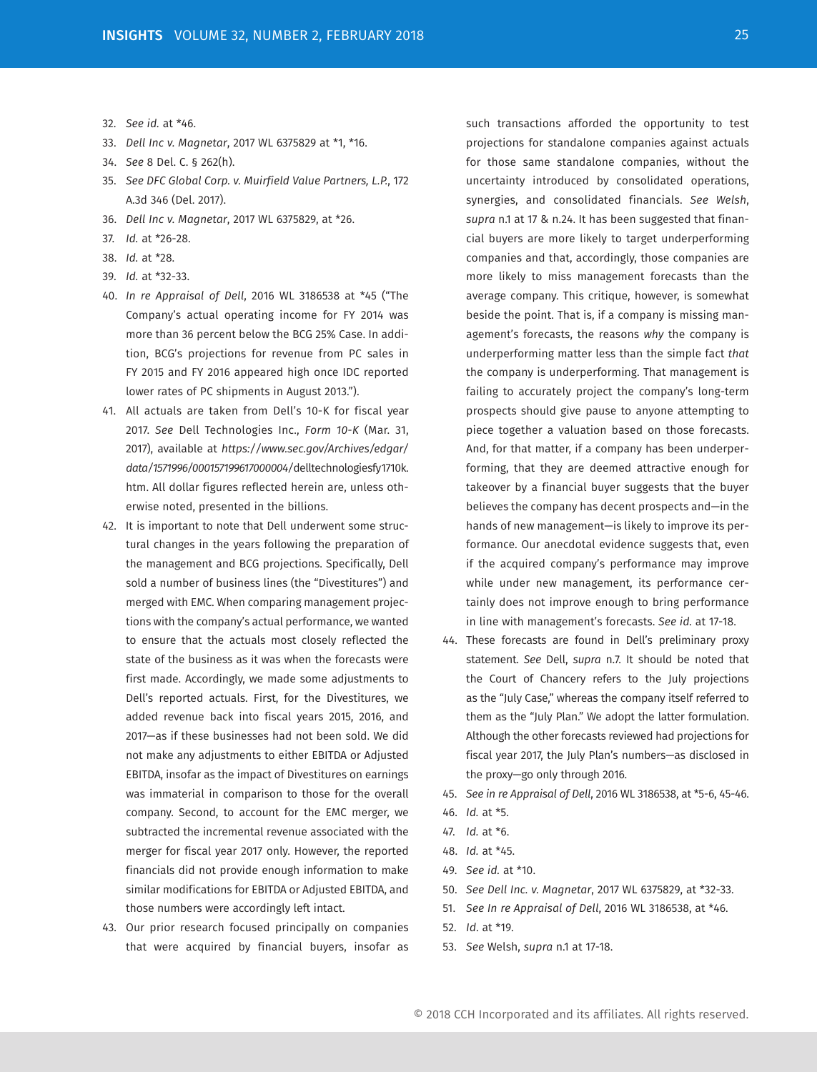32. *See id.* at *46.
33. *Dell Inc v. Magnetar*, 2017 WL 6375829 at *1, *16.
34. *See* 8 Del. C. § 262(h).
35. *See DFC Global Corp. v. Muirfield Value Partners, L.P.*, 172 A.3d 346 (Del. 2017).
36. *Dell Inc v. Magnetar*, 2017 WL 6375829, at *26.
37. *Id.* at *26-28.
38. *Id.* at *28.
39. *Id.* at *32-33.
40. *In re Appraisal of Dell*, 2016 WL 3186538 at *45 ("The Company's actual operating income for FY 2014 was more than 36 percent below the BCG 25% Case. In addition, BCG's projections for revenue from PC sales in FY 2015 and FY 2016 appeared high once IDC reported lower rates of PC shipments in August 2013.").
41. All actuals are taken from Dell's 10-K for fiscal year 2017. *See* Dell Technologies Inc., *Form 10-K* (Mar. 31, 2017), available at *https://www.sec.gov/Archives/edgar/data/1571996/000157199617000004/*delltechnologiesfy1710k.htm. All dollar figures reflected herein are, unless otherwise noted, presented in the billions.
42. It is important to note that Dell underwent some structural changes in the years following the preparation of the management and BCG projections. Specifically, Dell sold a number of business lines (the "Divestitures") and merged with EMC. When comparing management projections with the company's actual performance, we wanted to ensure that the actuals most closely reflected the state of the business as it was when the forecasts were first made. Accordingly, we made some adjustments to Dell's reported actuals. First, for the Divestitures, we added revenue back into fiscal years 2015, 2016, and 2017—as if these businesses had not been sold. We did not make any adjustments to either EBITDA or Adjusted EBITDA, insofar as the impact of Divestitures on earnings was immaterial in comparison to those for the overall company. Second, to account for the EMC merger, we subtracted the incremental revenue associated with the merger for fiscal year 2017 only. However, the reported financials did not provide enough information to make similar modifications for EBITDA or Adjusted EBITDA, and those numbers were accordingly left intact.
43. Our prior research focused principally on companies that were acquired by financial buyers, insofar as such transactions afforded the opportunity to test projections for standalone companies against actuals for those same standalone companies, without the uncertainty introduced by consolidated operations, synergies, and consolidated financials. *See Welsh*, *supra* n.1 at 17 & n.24. It has been suggested that financial buyers are more likely to target underperforming companies and that, accordingly, those companies are more likely to miss management forecasts than the average company. This critique, however, is somewhat beside the point. That is, if a company is missing management's forecasts, the reasons *why* the company is underperforming matter less than the simple fact *that* the company is underperforming. That management is failing to accurately project the company's long-term prospects should give pause to anyone attempting to piece together a valuation based on those forecasts. And, for that matter, if a company has been underperforming, that they are deemed attractive enough for takeover by a financial buyer suggests that the buyer believes the company has decent prospects and—in the hands of new management—is likely to improve its performance. Our anecdotal evidence suggests that, even if the acquired company's performance may improve while under new management, its performance certainly does not improve enough to bring performance in line with management's forecasts. *See id.* at 17-18.
44. These forecasts are found in Dell's preliminary proxy statement. *See* Dell, *supra* n.7. It should be noted that the Court of Chancery refers to the July projections as the "July Case," whereas the company itself referred to them as the "July Plan." We adopt the latter formulation. Although the other forecasts reviewed had projections for fiscal year 2017, the July Plan's numbers—as disclosed in the proxy—go only through 2016.
45. *See in re Appraisal of Dell*, 2016 WL 3186538, at *5-6, 45-46.
46. *Id.* at *5.
47. *Id.* at *6.
48. *Id.* at *45.
49. *See id.* at *10.
50. *See Dell Inc. v. Magnetar*, 2017 WL 6375829, at *32-33.
51. *See In re Appraisal of Dell*, 2016 WL 3186538, at *46.
52. *Id*. at *19.
53. *See* Welsh, *supra* n.1 at 17-18.